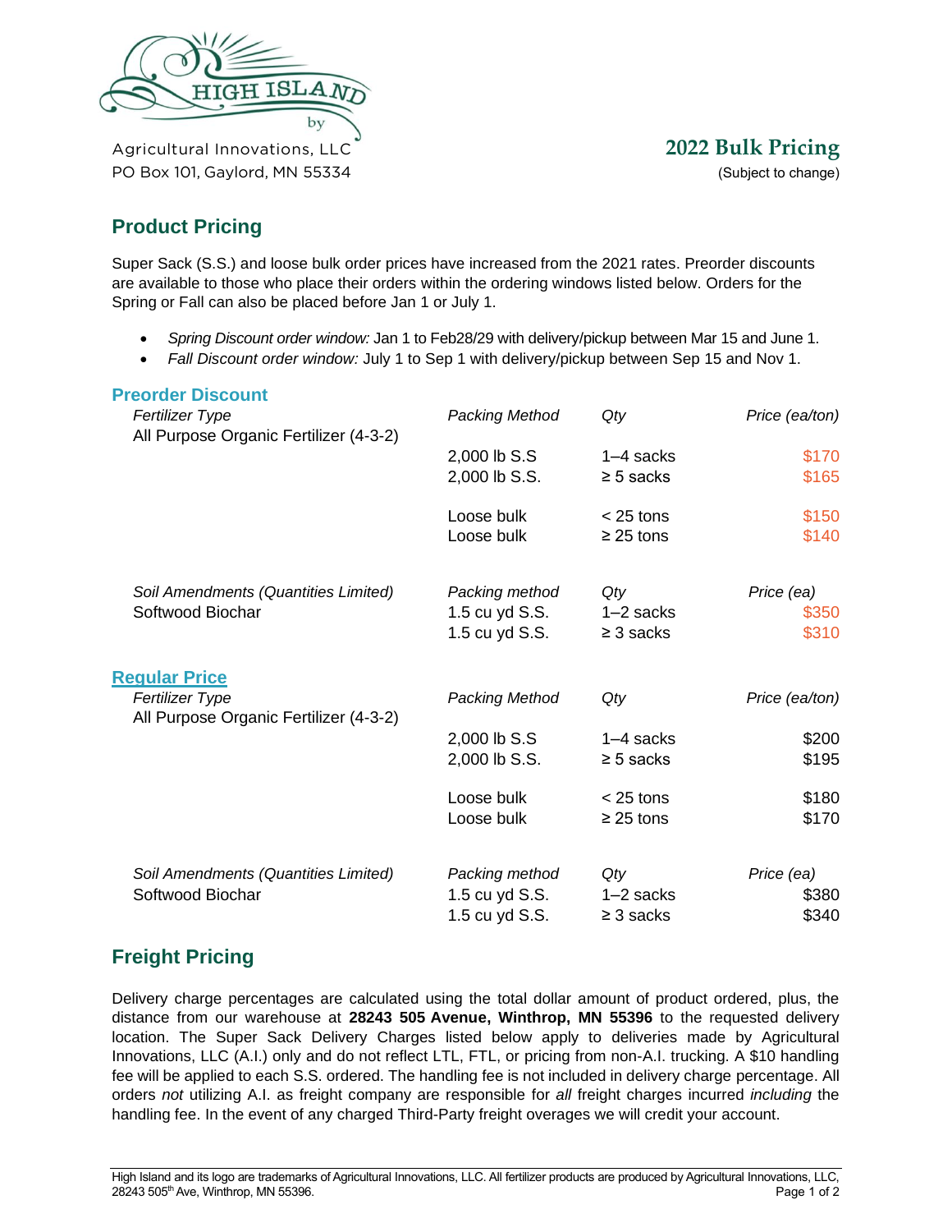HIGH ISLAND by

Agricultural Innovations, LLC
PO Box 101, Gaylord, MN 55334

**2022 Bulk Pricing**
(Subject to change)

## Product Pricing

Super Sack (S.S.) and loose bulk order prices have increased from the 2021 rates. Preorder discounts are available to those who place their orders within the ordering windows listed below. Orders for the Spring or Fall can also be placed before Jan 1 or July 1.

- *Spring Discount order window:* Jan 1 to Feb28/29 with delivery/pickup between Mar 15 and June 1.
- *Fall Discount order window:* July 1 to Sep 1 with delivery/pickup between Sep 15 and Nov 1.

### Preorder Discount

| *Fertilizer Type* | *Packing Method* | *Qty* | *Price (ea/ton)* |
|---|---|---|---|
| All Purpose Organic Fertilizer (4-3-2) | | | |
| | 2,000 lb S.S | 1–4 sacks | $170 |
| | 2,000 lb S.S. | ≥ 5 sacks | $165 |
| | Loose bulk | < 25 tons | $150 |
| | Loose bulk | ≥ 25 tons | $140 |

| *Soil Amendments (Quantities Limited)* | *Packing method* | *Qty* | *Price (ea)* |
|---|---|---|---|
| Softwood Biochar | 1.5 cu yd S.S. | 1–2 sacks | $350 |
| | 1.5 cu yd S.S. | ≥ 3 sacks | $310 |

### Regular Price

| *Fertilizer Type* | *Packing Method* | *Qty* | *Price (ea/ton)* |
|---|---|---|---|
| All Purpose Organic Fertilizer (4-3-2) | | | |
| | 2,000 lb S.S | 1–4 sacks | $200 |
| | 2,000 lb S.S. | ≥ 5 sacks | $195 |
| | Loose bulk | < 25 tons | $180 |
| | Loose bulk | ≥ 25 tons | $170 |

| *Soil Amendments (Quantities Limited)* | *Packing method* | *Qty* | *Price (ea)* |
|---|---|---|---|
| Softwood Biochar | 1.5 cu yd S.S. | 1–2 sacks | $380 |
| | 1.5 cu yd S.S. | ≥ 3 sacks | $340 |

## Freight Pricing

Delivery charge percentages are calculated using the total dollar amount of product ordered, plus, the distance from our warehouse at **28243 505 Avenue, Winthrop, MN 55396** to the requested delivery location. The Super Sack Delivery Charges listed below apply to deliveries made by Agricultural Innovations, LLC (A.I.) only and do not reflect LTL, FTL, or pricing from non-A.I. trucking. A $10 handling fee will be applied to each S.S. ordered. The handling fee is not included in delivery charge percentage. All orders *not* utilizing A.I. as freight company are responsible for *all* freight charges incurred *including* the handling fee. In the event of any charged Third-Party freight overages we will credit your account.

High Island and its logo are trademarks of Agricultural Innovations, LLC. All fertilizer products are produced by Agricultural Innovations, LLC, 28243 505th Ave, Winthrop, MN 55396.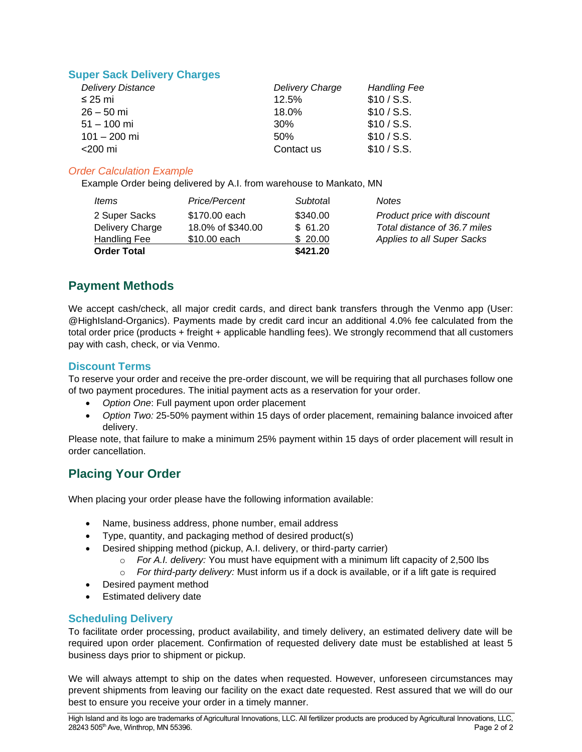### Super Sack Delivery Charges

| *Delivery Distance* | *Delivery Charge* | *Handling Fee* |
|---|---|---|
| ≤ 25 mi | 12.5% | $10 / S.S. |
| 26 – 50 mi | 18.0% | $10 / S.S. |
| 51 – 100 mi | 30% | $10 / S.S. |
| 101 – 200 mi | 50% | $10 / S.S. |
| <200 mi | Contact us | $10 / S.S. |

*Order Calculation Example*

Example Order being delivered by A.I. from warehouse to Mankato, MN

| *Items* | *Price/Percent* | *Subtotal* | *Notes* |
|---|---|---|---|
| 2 Super Sacks | $170.00 each | $340.00 | *Product price with discount* |
| Delivery Charge | 18.0% of $340.00 | $ 61.20 | *Total distance of 36.7 miles* |
| Handling Fee | $10.00 each | $ 20.00 | *Applies to all Super Sacks* |
| **Order Total** | | **$421.20** | |

## Payment Methods

We accept cash/check, all major credit cards, and direct bank transfers through the Venmo app (User: @HighIsland-Organics). Payments made by credit card incur an additional 4.0% fee calculated from the total order price (products + freight + applicable handling fees). We strongly recommend that all customers pay with cash, check, or via Venmo.

### Discount Terms

To reserve your order and receive the pre-order discount, we will be requiring that all purchases follow one of two payment procedures. The initial payment acts as a reservation for your order.

- *Option One*: Full payment upon order placement
- *Option Two:* 25-50% payment within 15 days of order placement, remaining balance invoiced after delivery.

Please note, that failure to make a minimum 25% payment within 15 days of order placement will result in order cancellation.

## Placing Your Order

When placing your order please have the following information available:

- Name, business address, phone number, email address
- Type, quantity, and packaging method of desired product(s)
- Desired shipping method (pickup, A.I. delivery, or third-party carrier)
    - *For A.I. delivery:* You must have equipment with a minimum lift capacity of 2,500 lbs
    - *For third-party delivery:* Must inform us if a dock is available, or if a lift gate is required
- Desired payment method
- Estimated delivery date

### Scheduling Delivery

To facilitate order processing, product availability, and timely delivery, an estimated delivery date will be required upon order placement. Confirmation of requested delivery date must be established at least 5 business days prior to shipment or pickup.

We will always attempt to ship on the dates when requested. However, unforeseen circumstances may prevent shipments from leaving our facility on the exact date requested. Rest assured that we will do our best to ensure you receive your order in a timely manner.

High Island and its logo are trademarks of Agricultural Innovations, LLC. All fertilizer products are produced by Agricultural Innovations, LLC, 28243 505th Ave, Winthrop, MN 55396.